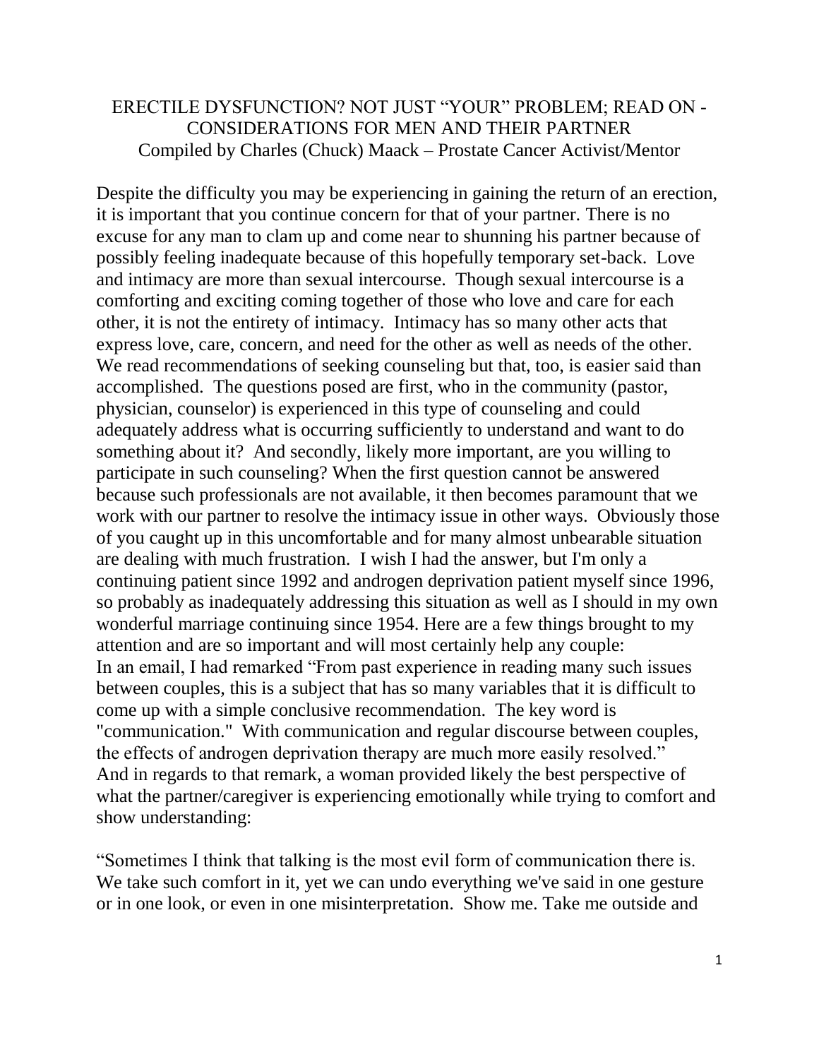# ERECTILE DYSFUNCTION? NOT JUST "YOUR" PROBLEM; READ ON - CONSIDERATIONS FOR MEN AND THEIR PARTNER

Compiled by Charles (Chuck) Maack – Prostate Cancer Activist/Mentor

Despite the difficulty you may be experiencing in gaining the return of an erection, it is important that you continue concern for that of your partner. There is no excuse for any man to clam up and come near to shunning his partner because of possibly feeling inadequate because of this hopefully temporary set-back. Love and intimacy are more than sexual intercourse. Though sexual intercourse is a comforting and exciting coming together of those who love and care for each other, it is not the entirety of intimacy. Intimacy has so many other acts that express love, care, concern, and need for the other as well as needs of the other. We read recommendations of seeking counseling but that, too, is easier said than accomplished. The questions posed are first, who in the community (pastor, physician, counselor) is experienced in this type of counseling and could adequately address what is occurring sufficiently to understand and want to do something about it? And secondly, likely more important, are you willing to participate in such counseling? When the first question cannot be answered because such professionals are not available, it then becomes paramount that we work with our partner to resolve the intimacy issue in other ways. Obviously those of you caught up in this uncomfortable and for many almost unbearable situation are dealing with much frustration. I wish I had the answer, but I'm only a continuing patient since 1992 and androgen deprivation patient myself since 1996, so probably as inadequately addressing this situation as well as I should in my own wonderful marriage continuing since 1954. Here are a few things brought to my attention and are so important and will most certainly help any couple:

In an email, I had remarked "From past experience in reading many such issues between couples, this is a subject that has so many variables that it is difficult to come up with a simple conclusive recommendation. The key word is "communication." With communication and regular discourse between couples, the effects of androgen deprivation therapy are much more easily resolved."

And in regards to that remark, a woman provided likely the best perspective of what the partner/caregiver is experiencing emotionally while trying to comfort and show understanding:

"Sometimes I think that talking is the most evil form of communication there is. We take such comfort in it, yet we can undo everything we've said in one gesture or in one look, or even in one misinterpretation. Show me. Take me outside and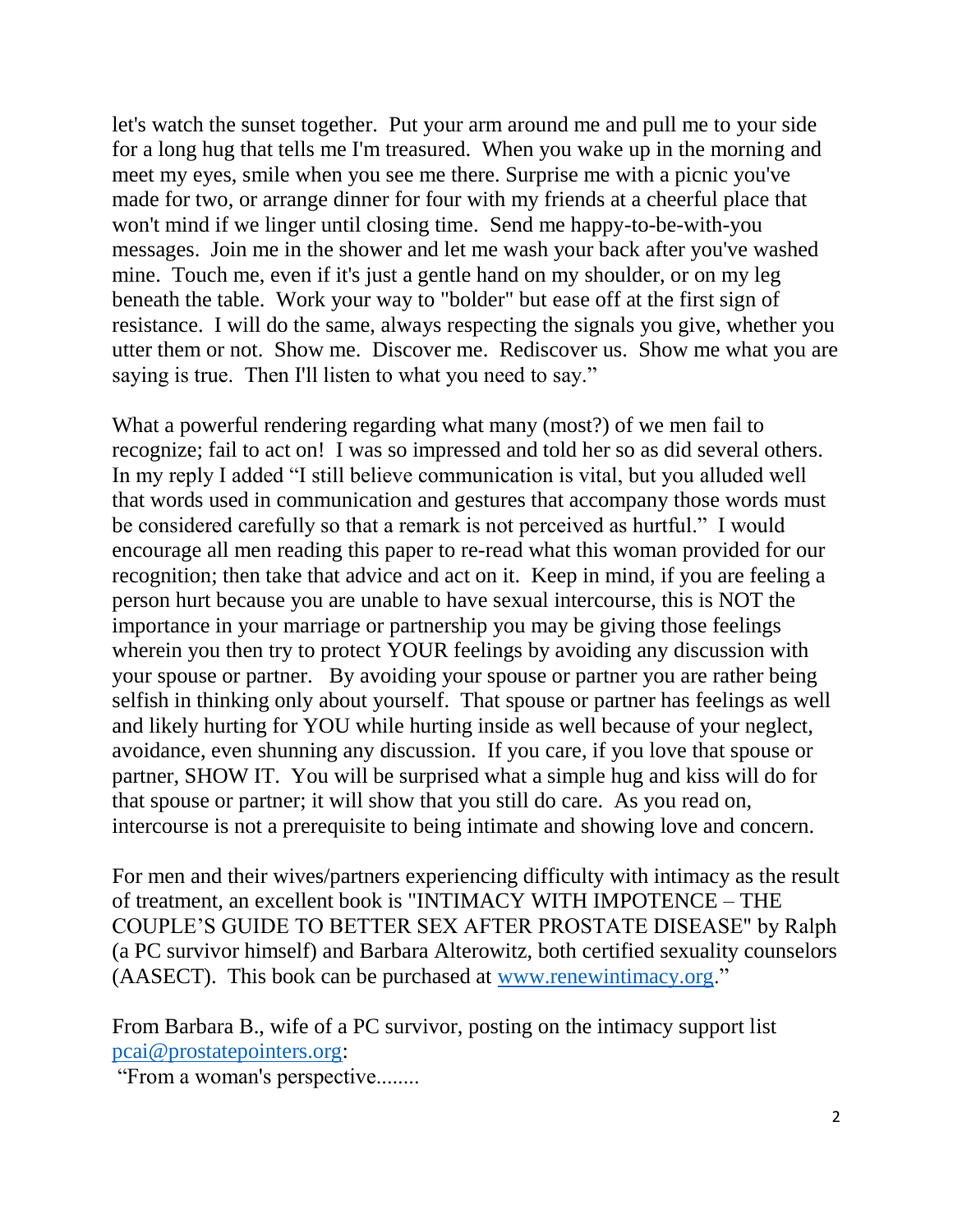let's watch the sunset together. Put your arm around me and pull me to your side for a long hug that tells me I'm treasured. When you wake up in the morning and meet my eyes, smile when you see me there. Surprise me with a picnic you've made for two, or arrange dinner for four with my friends at a cheerful place that won't mind if we linger until closing time. Send me happy-to-be-with-you messages. Join me in the shower and let me wash your back after you've washed mine. Touch me, even if it's just a gentle hand on my shoulder, or on my leg beneath the table. Work your way to "bolder" but ease off at the first sign of resistance. I will do the same, always respecting the signals you give, whether you utter them or not. Show me. Discover me. Rediscover us. Show me what you are saying is true. Then I'll listen to what you need to say."

What a powerful rendering regarding what many (most?) of we men fail to recognize; fail to act on! I was so impressed and told her so as did several others. In my reply I added "I still believe communication is vital, but you alluded well that words used in communication and gestures that accompany those words must be considered carefully so that a remark is not perceived as hurtful." I would encourage all men reading this paper to re-read what this woman provided for our recognition; then take that advice and act on it. Keep in mind, if you are feeling a person hurt because you are unable to have sexual intercourse, this is NOT the importance in your marriage or partnership you may be giving those feelings wherein you then try to protect YOUR feelings by avoiding any discussion with your spouse or partner. By avoiding your spouse or partner you are rather being selfish in thinking only about yourself. That spouse or partner has feelings as well and likely hurting for YOU while hurting inside as well because of your neglect, avoidance, even shunning any discussion. If you care, if you love that spouse or partner, SHOW IT. You will be surprised what a simple hug and kiss will do for that spouse or partner; it will show that you still do care. As you read on, intercourse is not a prerequisite to being intimate and showing love and concern.

For men and their wives/partners experiencing difficulty with intimacy as the result of treatment, an excellent book is "INTIMACY WITH IMPOTENCE – THE COUPLE'S GUIDE TO BETTER SEX AFTER PROSTATE DISEASE" by Ralph (a PC survivor himself) and Barbara Alterowitz, both certified sexuality counselors (AASECT). This book can be purchased at [www.renewintimacy.org](http://www.renewintimacy.org)."

From Barbara B., wife of a PC survivor, posting on the intimacy support list [pcai@prostatepointers.org](mailto:pcai@prostatepointers.org):

"From a woman's perspective........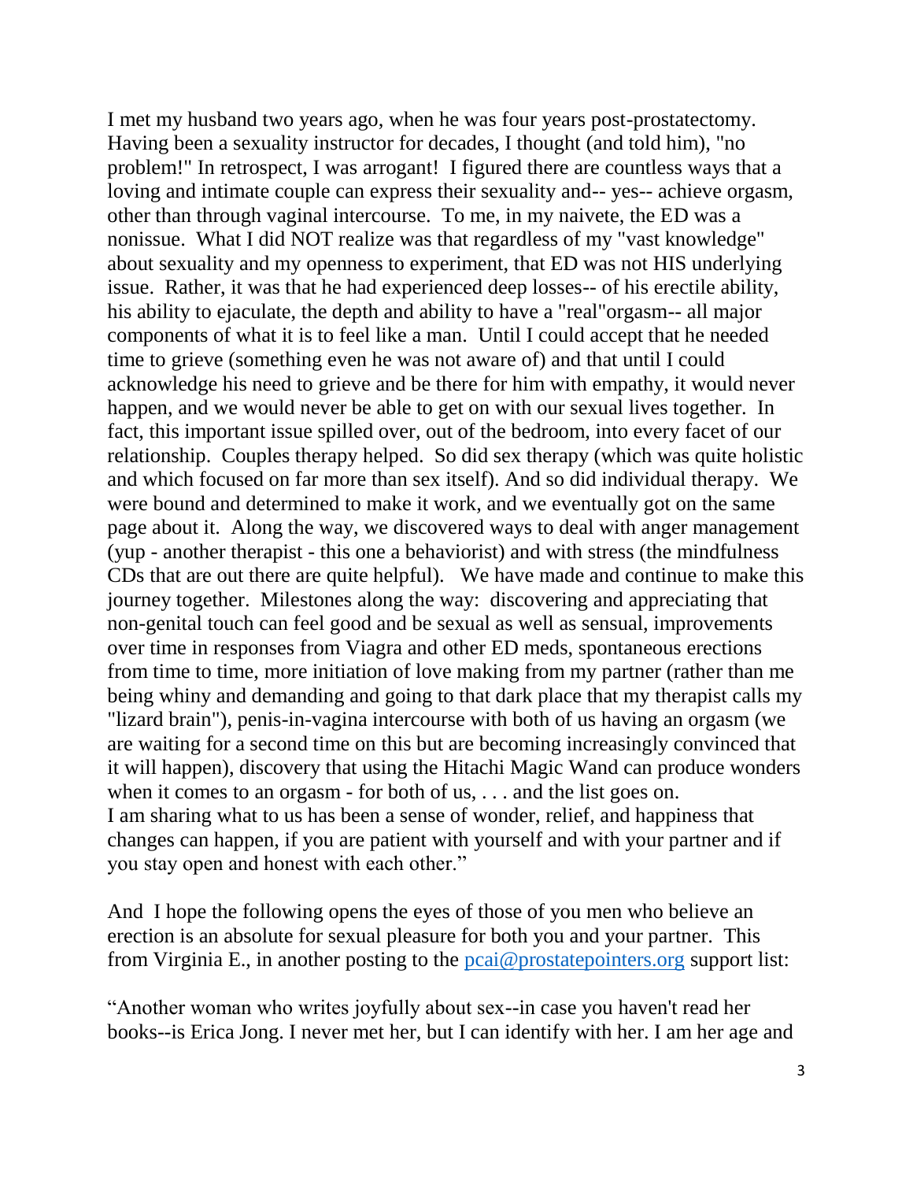I met my husband two years ago, when he was four years post-prostatectomy. Having been a sexuality instructor for decades, I thought (and told him), "no problem!" In retrospect, I was arrogant! I figured there are countless ways that a loving and intimate couple can express their sexuality and-- yes-- achieve orgasm, other than through vaginal intercourse. To me, in my naivete, the ED was a nonissue. What I did NOT realize was that regardless of my "vast knowledge" about sexuality and my openness to experiment, that ED was not HIS underlying issue. Rather, it was that he had experienced deep losses-- of his erectile ability, his ability to ejaculate, the depth and ability to have a "real"orgasm-- all major components of what it is to feel like a man. Until I could accept that he needed time to grieve (something even he was not aware of) and that until I could acknowledge his need to grieve and be there for him with empathy, it would never happen, and we would never be able to get on with our sexual lives together. In fact, this important issue spilled over, out of the bedroom, into every facet of our relationship. Couples therapy helped. So did sex therapy (which was quite holistic and which focused on far more than sex itself). And so did individual therapy. We were bound and determined to make it work, and we eventually got on the same page about it. Along the way, we discovered ways to deal with anger management (yup - another therapist - this one a behaviorist) and with stress (the mindfulness CDs that are out there are quite helpful). We have made and continue to make this journey together. Milestones along the way: discovering and appreciating that non-genital touch can feel good and be sexual as well as sensual, improvements over time in responses from Viagra and other ED meds, spontaneous erections from time to time, more initiation of love making from my partner (rather than me being whiny and demanding and going to that dark place that my therapist calls my "lizard brain"), penis-in-vagina intercourse with both of us having an orgasm (we are waiting for a second time on this but are becoming increasingly convinced that it will happen), discovery that using the Hitachi Magic Wand can produce wonders when it comes to an orgasm - for both of us, . . . and the list goes on.
I am sharing what to us has been a sense of wonder, relief, and happiness that changes can happen, if you are patient with yourself and with your partner and if you stay open and honest with each other."

And I hope the following opens the eyes of those of you men who believe an erection is an absolute for sexual pleasure for both you and your partner. This from Virginia E., in another posting to the pcai@prostatepointers.org support list:

"Another woman who writes joyfully about sex--in case you haven't read her books--is Erica Jong. I never met her, but I can identify with her. I am her age and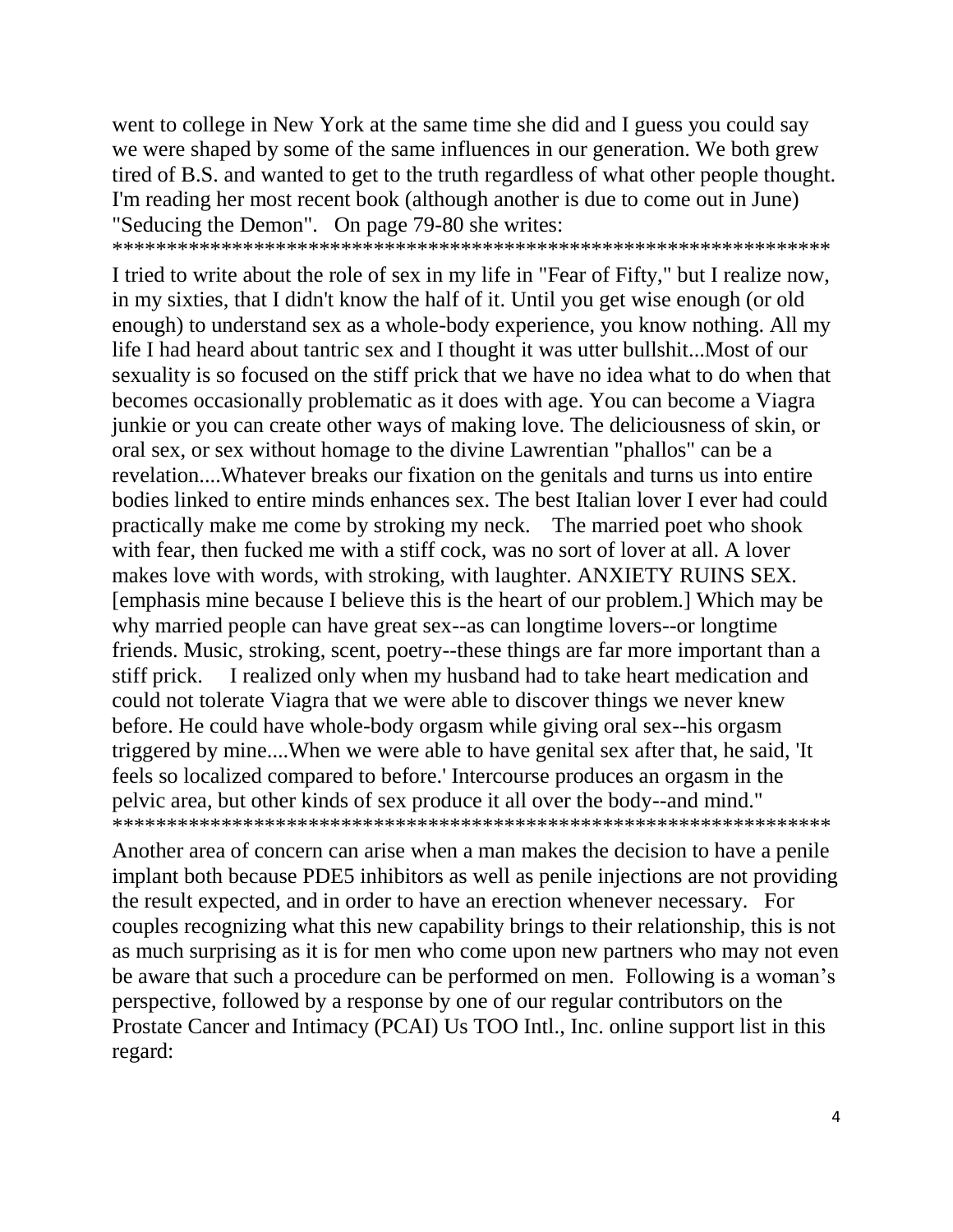went to college in New York at the same time she did and I guess you could say we were shaped by some of the same influences in our generation. We both grew tired of B.S. and wanted to get to the truth regardless of what other people thought. I'm reading her most recent book (although another is due to come out in June) "Seducing the Demon". On page 79-80 she writes:

*******************************************************************

I tried to write about the role of sex in my life in "Fear of Fifty," but I realize now, in my sixties, that I didn't know the half of it. Until you get wise enough (or old enough) to understand sex as a whole-body experience, you know nothing. All my life I had heard about tantric sex and I thought it was utter bullshit...Most of our sexuality is so focused on the stiff prick that we have no idea what to do when that becomes occasionally problematic as it does with age. You can become a Viagra junkie or you can create other ways of making love. The deliciousness of skin, or oral sex, or sex without homage to the divine Lawrentian "phallos" can be a revelation....Whatever breaks our fixation on the genitals and turns us into entire bodies linked to entire minds enhances sex. The best Italian lover I ever had could practically make me come by stroking my neck. The married poet who shook with fear, then fucked me with a stiff cock, was no sort of lover at all. A lover makes love with words, with stroking, with laughter. ANXIETY RUINS SEX. [emphasis mine because I believe this is the heart of our problem.] Which may be why married people can have great sex--as can longtime lovers--or longtime friends. Music, stroking, scent, poetry--these things are far more important than a stiff prick. I realized only when my husband had to take heart medication and could not tolerate Viagra that we were able to discover things we never knew before. He could have whole-body orgasm while giving oral sex--his orgasm triggered by mine....When we were able to have genital sex after that, he said, 'It feels so localized compared to before.' Intercourse produces an orgasm in the pelvic area, but other kinds of sex produce it all over the body--and mind."

*******************************************************************

Another area of concern can arise when a man makes the decision to have a penile implant both because PDE5 inhibitors as well as penile injections are not providing the result expected, and in order to have an erection whenever necessary. For couples recognizing what this new capability brings to their relationship, this is not as much surprising as it is for men who come upon new partners who may not even be aware that such a procedure can be performed on men. Following is a woman's perspective, followed by a response by one of our regular contributors on the Prostate Cancer and Intimacy (PCAI) Us TOO Intl., Inc. online support list in this regard: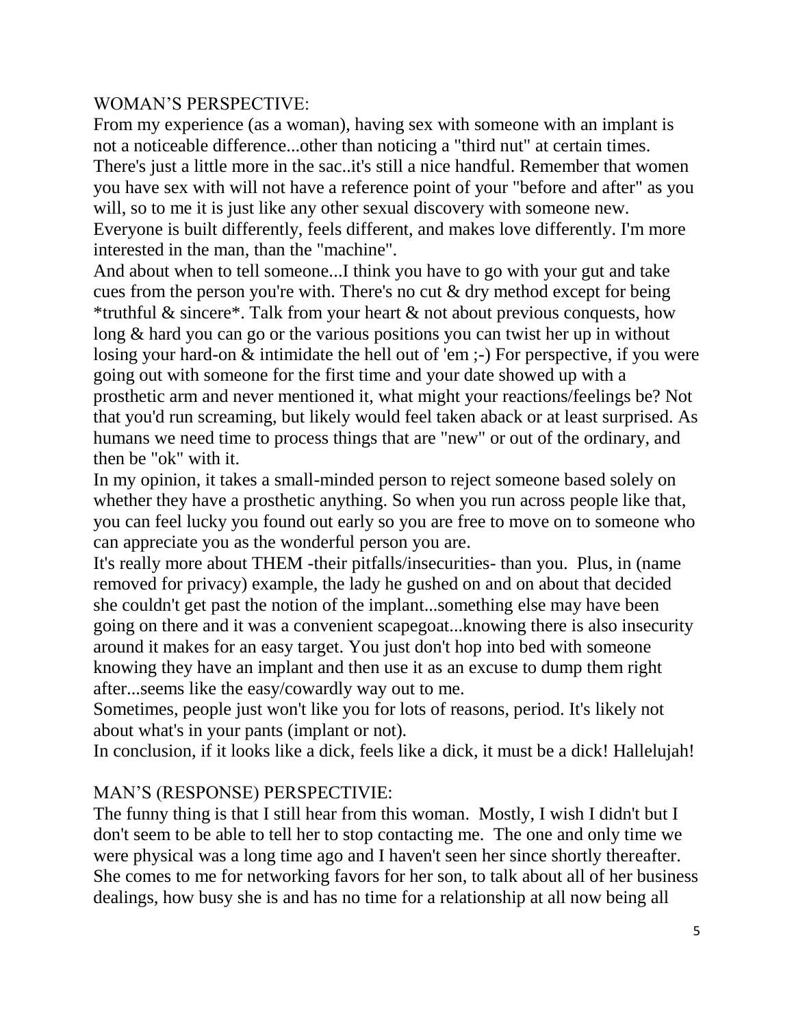WOMAN'S PERSPECTIVE:

From my experience (as a woman), having sex with someone with an implant is not a noticeable difference...other than noticing a "third nut" at certain times. There's just a little more in the sac..it's still a nice handful. Remember that women you have sex with will not have a reference point of your "before and after" as you will, so to me it is just like any other sexual discovery with someone new. Everyone is built differently, feels different, and makes love differently. I'm more interested in the man, than the "machine".

And about when to tell someone...I think you have to go with your gut and take cues from the person you're with. There's no cut & dry method except for being *truthful & sincere*. Talk from your heart & not about previous conquests, how long & hard you can go or the various positions you can twist her up in without losing your hard-on & intimidate the hell out of 'em ;-) For perspective, if you were going out with someone for the first time and your date showed up with a prosthetic arm and never mentioned it, what might your reactions/feelings be? Not that you'd run screaming, but likely would feel taken aback or at least surprised. As humans we need time to process things that are "new" or out of the ordinary, and then be "ok" with it.

In my opinion, it takes a small-minded person to reject someone based solely on whether they have a prosthetic anything. So when you run across people like that, you can feel lucky you found out early so you are free to move on to someone who can appreciate you as the wonderful person you are.

It's really more about THEM -their pitfalls/insecurities- than you. Plus, in (name removed for privacy) example, the lady he gushed on and on about that decided she couldn't get past the notion of the implant...something else may have been going on there and it was a convenient scapegoat...knowing there is also insecurity around it makes for an easy target. You just don't hop into bed with someone knowing they have an implant and then use it as an excuse to dump them right after...seems like the easy/cowardly way out to me.

Sometimes, people just won't like you for lots of reasons, period. It's likely not about what's in your pants (implant or not).

In conclusion, if it looks like a dick, feels like a dick, it must be a dick! Hallelujah!

MAN'S (RESPONSE) PERSPECTIVIE:

The funny thing is that I still hear from this woman. Mostly, I wish I didn't but I don't seem to be able to tell her to stop contacting me. The one and only time we were physical was a long time ago and I haven't seen her since shortly thereafter. She comes to me for networking favors for her son, to talk about all of her business dealings, how busy she is and has no time for a relationship at all now being all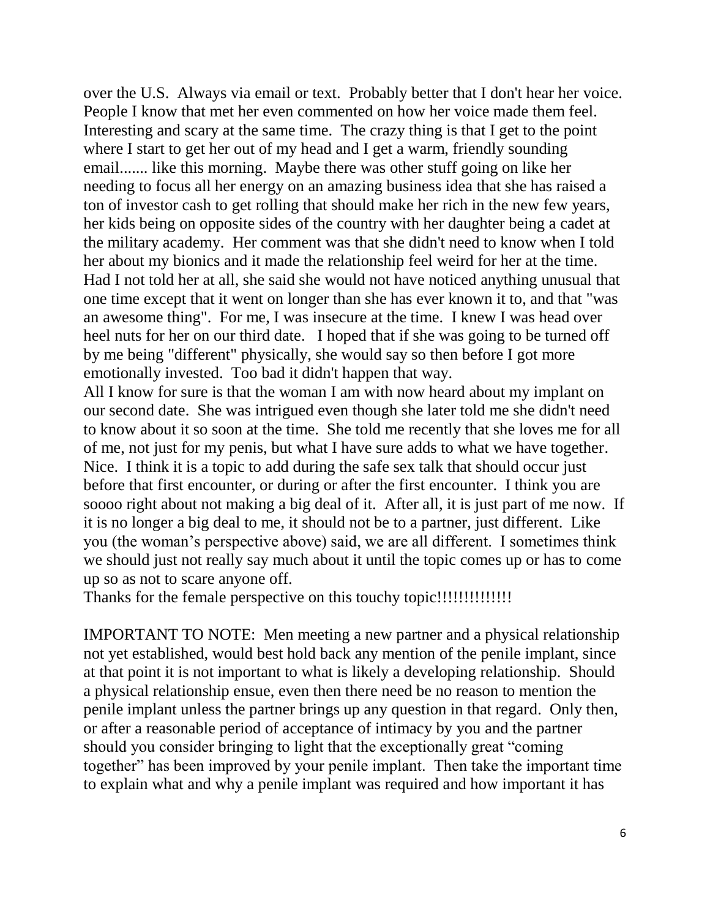over the U.S. Always via email or text. Probably better that I don't hear her voice. People I know that met her even commented on how her voice made them feel. Interesting and scary at the same time. The crazy thing is that I get to the point where I start to get her out of my head and I get a warm, friendly sounding email....... like this morning. Maybe there was other stuff going on like her needing to focus all her energy on an amazing business idea that she has raised a ton of investor cash to get rolling that should make her rich in the new few years, her kids being on opposite sides of the country with her daughter being a cadet at the military academy. Her comment was that she didn't need to know when I told her about my bionics and it made the relationship feel weird for her at the time. Had I not told her at all, she said she would not have noticed anything unusual that one time except that it went on longer than she has ever known it to, and that "was an awesome thing". For me, I was insecure at the time. I knew I was head over heel nuts for her on our third date. I hoped that if she was going to be turned off by me being "different" physically, she would say so then before I got more emotionally invested. Too bad it didn't happen that way.

All I know for sure is that the woman I am with now heard about my implant on our second date. She was intrigued even though she later told me she didn't need to know about it so soon at the time. She told me recently that she loves me for all of me, not just for my penis, but what I have sure adds to what we have together. Nice. I think it is a topic to add during the safe sex talk that should occur just before that first encounter, or during or after the first encounter. I think you are soooo right about not making a big deal of it. After all, it is just part of me now. If it is no longer a big deal to me, it should not be to a partner, just different. Like you (the woman's perspective above) said, we are all different. I sometimes think we should just not really say much about it until the topic comes up or has to come up so as not to scare anyone off.

Thanks for the female perspective on this touchy topic!!!!!!!!!!!!!!

IMPORTANT TO NOTE: Men meeting a new partner and a physical relationship not yet established, would best hold back any mention of the penile implant, since at that point it is not important to what is likely a developing relationship. Should a physical relationship ensue, even then there need be no reason to mention the penile implant unless the partner brings up any question in that regard. Only then, or after a reasonable period of acceptance of intimacy by you and the partner should you consider bringing to light that the exceptionally great "coming together" has been improved by your penile implant. Then take the important time to explain what and why a penile implant was required and how important it has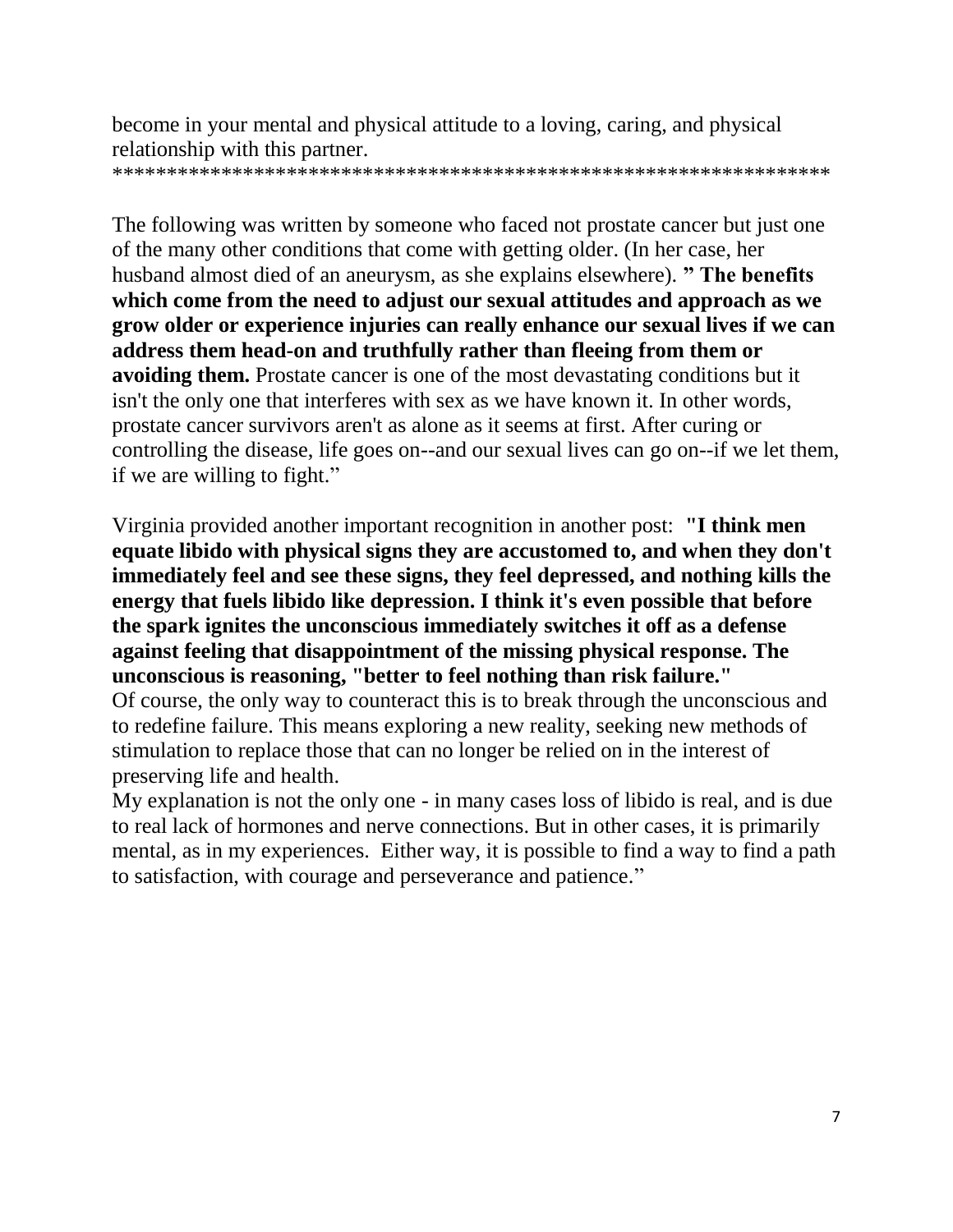become in your mental and physical attitude to a loving, caring, and physical relationship with this partner.
*****************************************************************

The following was written by someone who faced not prostate cancer but just one of the many other conditions that come with getting older. (In her case, her husband almost died of an aneurysm, as she explains elsewhere). **" The benefits which come from the need to adjust our sexual attitudes and approach as we grow older or experience injuries can really enhance our sexual lives if we can address them head-on and truthfully rather than fleeing from them or avoiding them.** Prostate cancer is one of the most devastating conditions but it isn't the only one that interferes with sex as we have known it. In other words, prostate cancer survivors aren't as alone as it seems at first. After curing or controlling the disease, life goes on--and our sexual lives can go on--if we let them, if we are willing to fight."

Virginia provided another important recognition in another post: **"I think men equate libido with physical signs they are accustomed to, and when they don't immediately feel and see these signs, they feel depressed, and nothing kills the energy that fuels libido like depression. I think it's even possible that before the spark ignites the unconscious immediately switches it off as a defense against feeling that disappointment of the missing physical response. The unconscious is reasoning, "better to feel nothing than risk failure."**
Of course, the only way to counteract this is to break through the unconscious and to redefine failure. This means exploring a new reality, seeking new methods of stimulation to replace those that can no longer be relied on in the interest of preserving life and health.
My explanation is not the only one - in many cases loss of libido is real, and is due to real lack of hormones and nerve connections. But in other cases, it is primarily mental, as in my experiences. Either way, it is possible to find a way to find a path to satisfaction, with courage and perseverance and patience."